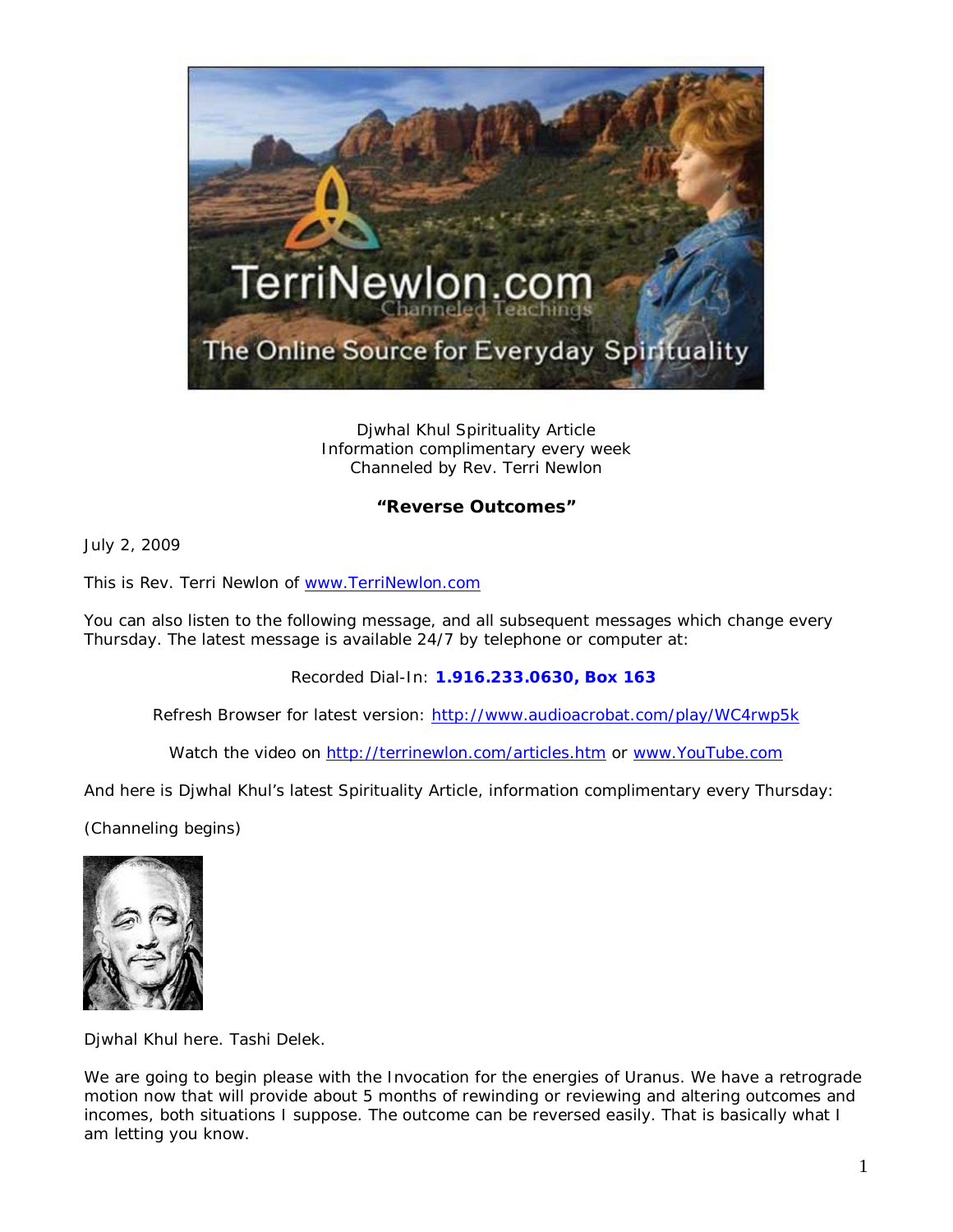Djwhal Khul Spirituality Article
Information complimentary every week
Channeled by Rev. Terri Newlon

**"Reverse Outcomes"**

July 2, 2009

This is Rev. Terri Newlon of www.TerriNewlon.com

You can also listen to the following message, and all subsequent messages which change every Thursday. The latest message is available 24/7 by telephone or computer at:

Recorded Dial-In: **1.916.233.0630, Box 163**

Refresh Browser for latest version: http://www.audioacrobat.com/play/WC4rwp5k

Watch the video on http://terrinewlon.com/articles.htm or www.YouTube.com

And here is Djwhal Khul's latest Spirituality Article, information complimentary every Thursday:

(Channeling begins)

Djwhal Khul here. Tashi Delek.

We are going to begin please with the Invocation for the energies of Uranus. We have a retrograde motion now that will provide about 5 months of rewinding or reviewing and altering outcomes and incomes, both situations I suppose. The outcome can be reversed easily. That is basically what I am letting you know.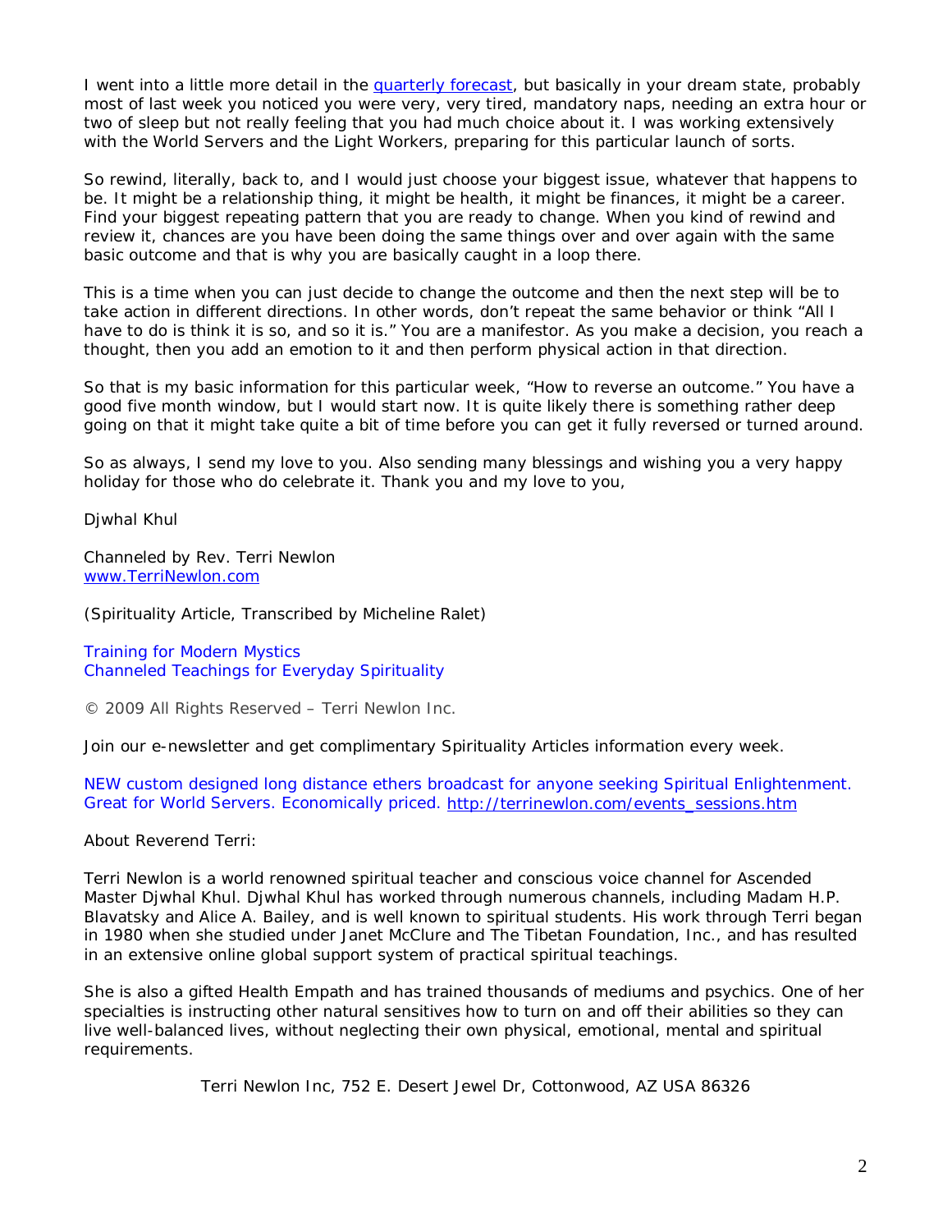I went into a little more detail in the [quarterly forecast](), but basically in your dream state, probably most of last week you noticed you were very, very tired, mandatory naps, needing an extra hour or two of sleep but not really feeling that you had much choice about it. I was working extensively with the World Servers and the Light Workers, preparing for this particular launch of sorts.

So rewind, literally, back to, and I would just choose your biggest issue, whatever that happens to be. It might be a relationship thing, it might be health, it might be finances, it might be a career. Find your biggest repeating pattern that you are ready to change. When you kind of rewind and review it, chances are you have been doing the same things over and over again with the same basic outcome and that is why you are basically caught in a loop there.

This is a time when you can just decide to change the outcome and then the next step will be to take action in different directions. In other words, don't repeat the same behavior or think "All I have to do is think it is so, and so it is." You are a manifestor. As you make a decision, you reach a thought, then you add an emotion to it and then perform physical action in that direction.

So that is my basic information for this particular week, "How to reverse an outcome." You have a good five month window, but I would start now. It is quite likely there is something rather deep going on that it might take quite a bit of time before you can get it fully reversed or turned around.

So as always, I send my love to you. Also sending many blessings and wishing you a very happy holiday for those who do celebrate it. Thank you and my love to you,

Djwhal Khul

Channeled by Rev. Terri Newlon
[www.TerriNewlon.com]()

(Spirituality Article, Transcribed by Micheline Ralet)

Training for Modern Mystics
Channeled Teachings for Everyday Spirituality

© 2009 All Rights Reserved – Terri Newlon Inc.

Join our e-newsletter and get complimentary Spirituality Articles information every week.

NEW custom designed long distance ethers broadcast for anyone seeking Spiritual Enlightenment. Great for World Servers. Economically priced. [http://terrinewlon.com/events_sessions.htm]()

About Reverend Terri:

Terri Newlon is a world renowned spiritual teacher and conscious voice channel for Ascended Master Djwhal Khul. Djwhal Khul has worked through numerous channels, including Madam H.P. Blavatsky and Alice A. Bailey, and is well known to spiritual students. His work through Terri began in 1980 when she studied under Janet McClure and The Tibetan Foundation, Inc., and has resulted in an extensive online global support system of practical spiritual teachings.

She is also a gifted Health Empath and has trained thousands of mediums and psychics. One of her specialties is instructing other natural sensitives how to turn on and off their abilities so they can live well-balanced lives, without neglecting their own physical, emotional, mental and spiritual requirements.

Terri Newlon Inc, 752 E. Desert Jewel Dr, Cottonwood, AZ USA 86326